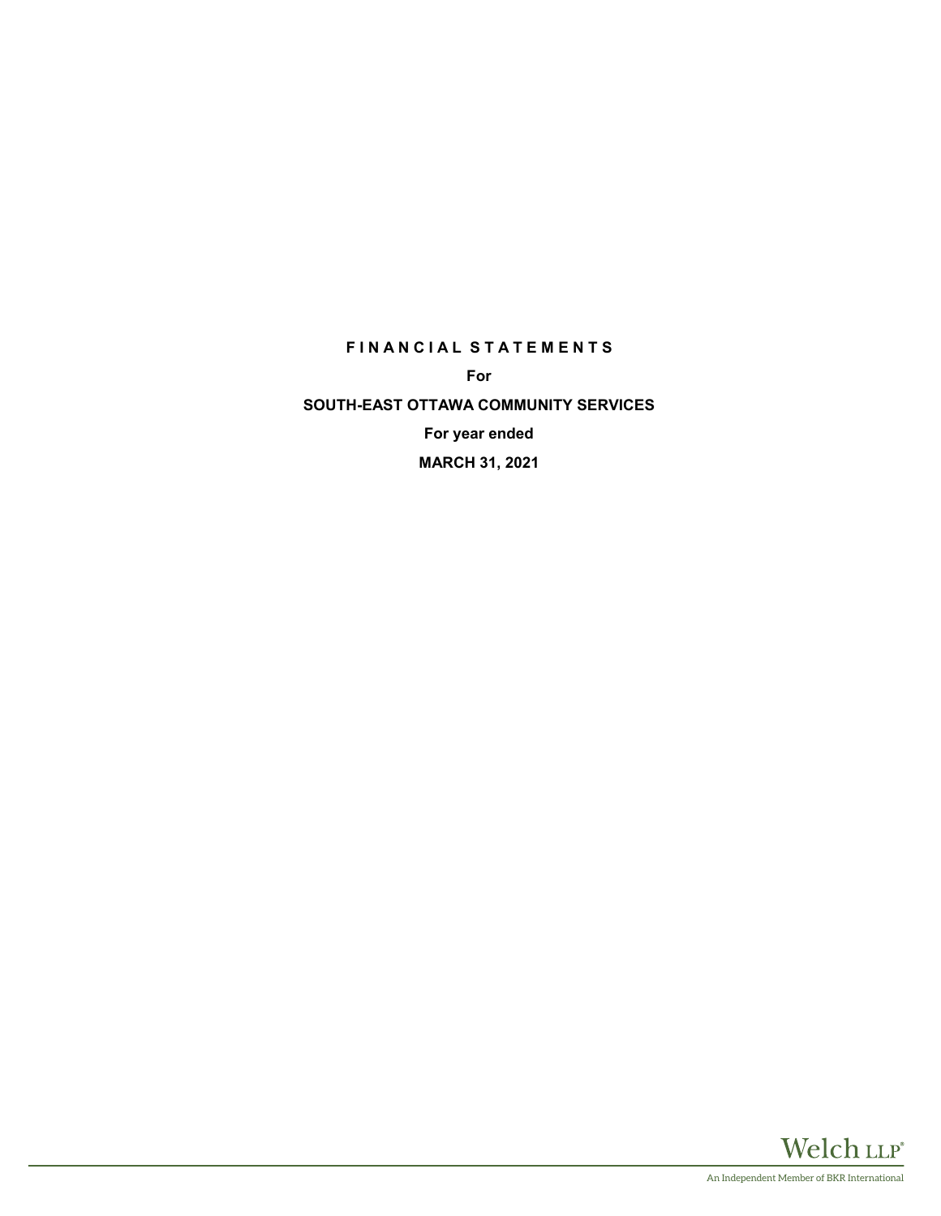**F I N A N C I A L  S T A T E M E N T S**

**For**

**SOUTH-EAST OTTAWA COMMUNITY SERVICES**

**For year ended**

**MARCH 31, 2021**

Welch LLP®

An Independent Member of BKR International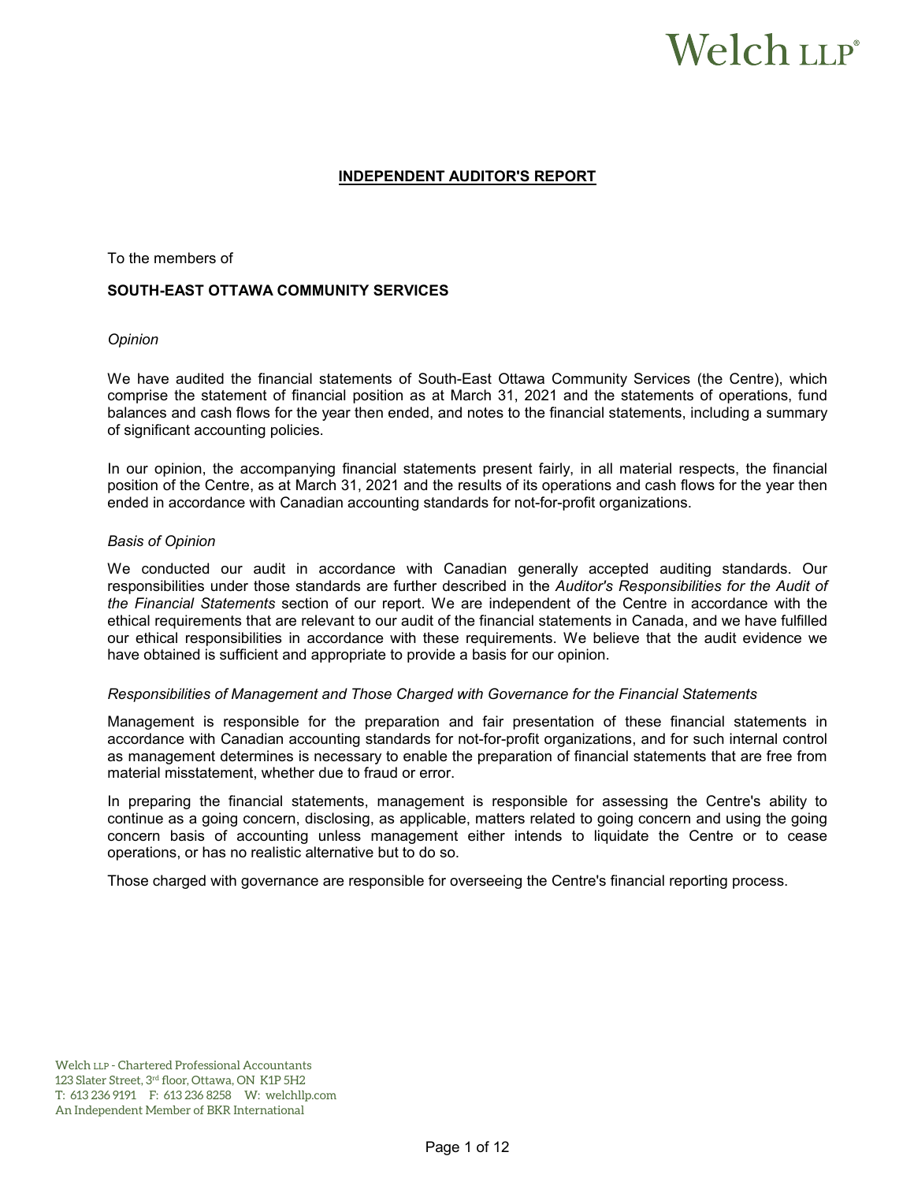Welch LLP

# INDEPENDENT AUDITOR'S REPORT

To the members of

**SOUTH-EAST OTTAWA COMMUNITY SERVICES**

*Opinion*

We have audited the financial statements of South-East Ottawa Community Services (the Centre), which comprise the statement of financial position as at March 31, 2021 and the statements of operations, fund balances and cash flows for the year then ended, and notes to the financial statements, including a summary of significant accounting policies.

In our opinion, the accompanying financial statements present fairly, in all material respects, the financial position of the Centre, as at March 31, 2021 and the results of its operations and cash flows for the year then ended in accordance with Canadian accounting standards for not-for-profit organizations.

*Basis of Opinion*

We conducted our audit in accordance with Canadian generally accepted auditing standards. Our responsibilities under those standards are further described in the *Auditor's Responsibilities for the Audit of the Financial Statements* section of our report. We are independent of the Centre in accordance with the ethical requirements that are relevant to our audit of the financial statements in Canada, and we have fulfilled our ethical responsibilities in accordance with these requirements. We believe that the audit evidence we have obtained is sufficient and appropriate to provide a basis for our opinion.

*Responsibilities of Management and Those Charged with Governance for the Financial Statements*

Management is responsible for the preparation and fair presentation of these financial statements in accordance with Canadian accounting standards for not-for-profit organizations, and for such internal control as management determines is necessary to enable the preparation of financial statements that are free from material misstatement, whether due to fraud or error.

In preparing the financial statements, management is responsible for assessing the Centre's ability to continue as a going concern, disclosing, as applicable, matters related to going concern and using the going concern basis of accounting unless management either intends to liquidate the Centre or to cease operations, or has no realistic alternative but to do so.

Those charged with governance are responsible for overseeing the Centre's financial reporting process.

Welch LLP - Chartered Professional Accountants
123 Slater Street, 3rd floor, Ottawa, ON K1P 5H2
T: 613 236 9191 F: 613 236 8258 W: welchllp.com
An Independent Member of BKR International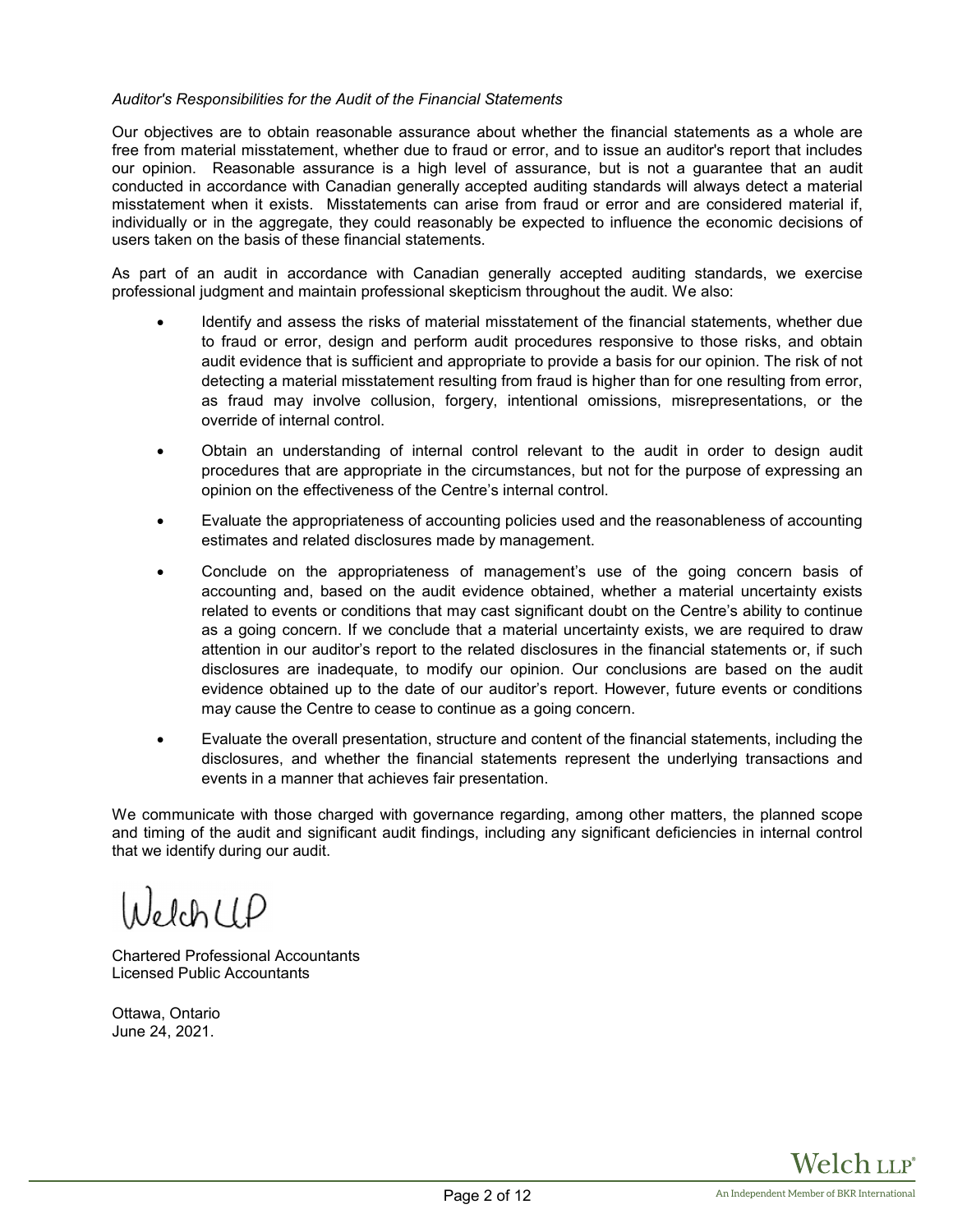*Auditor's Responsibilities for the Audit of the Financial Statements*

Our objectives are to obtain reasonable assurance about whether the financial statements as a whole are free from material misstatement, whether due to fraud or error, and to issue an auditor's report that includes our opinion. Reasonable assurance is a high level of assurance, but is not a guarantee that an audit conducted in accordance with Canadian generally accepted auditing standards will always detect a material misstatement when it exists. Misstatements can arise from fraud or error and are considered material if, individually or in the aggregate, they could reasonably be expected to influence the economic decisions of users taken on the basis of these financial statements.

As part of an audit in accordance with Canadian generally accepted auditing standards, we exercise professional judgment and maintain professional skepticism throughout the audit. We also:

- Identify and assess the risks of material misstatement of the financial statements, whether due to fraud or error, design and perform audit procedures responsive to those risks, and obtain audit evidence that is sufficient and appropriate to provide a basis for our opinion. The risk of not detecting a material misstatement resulting from fraud is higher than for one resulting from error, as fraud may involve collusion, forgery, intentional omissions, misrepresentations, or the override of internal control.
- Obtain an understanding of internal control relevant to the audit in order to design audit procedures that are appropriate in the circumstances, but not for the purpose of expressing an opinion on the effectiveness of the Centre's internal control.
- Evaluate the appropriateness of accounting policies used and the reasonableness of accounting estimates and related disclosures made by management.
- Conclude on the appropriateness of management's use of the going concern basis of accounting and, based on the audit evidence obtained, whether a material uncertainty exists related to events or conditions that may cast significant doubt on the Centre's ability to continue as a going concern. If we conclude that a material uncertainty exists, we are required to draw attention in our auditor's report to the related disclosures in the financial statements or, if such disclosures are inadequate, to modify our opinion. Our conclusions are based on the audit evidence obtained up to the date of our auditor's report. However, future events or conditions may cause the Centre to cease to continue as a going concern.
- Evaluate the overall presentation, structure and content of the financial statements, including the disclosures, and whether the financial statements represent the underlying transactions and events in a manner that achieves fair presentation.

We communicate with those charged with governance regarding, among other matters, the planned scope and timing of the audit and significant audit findings, including any significant deficiencies in internal control that we identify during our audit.

Welch LLP

Chartered Professional Accountants
Licensed Public Accountants

Ottawa, Ontario
June 24, 2021.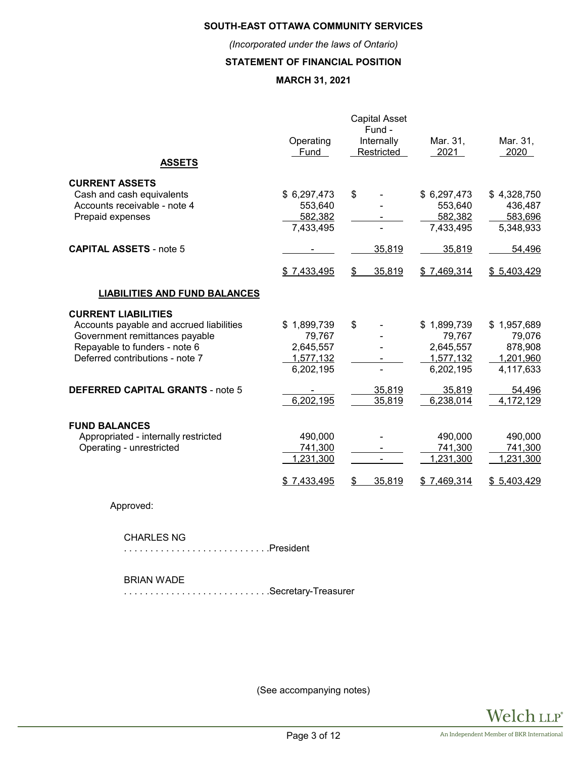**SOUTH-EAST OTTAWA COMMUNITY SERVICES**

*(Incorporated under the laws of Ontario)*

**STATEMENT OF FINANCIAL POSITION**

**MARCH 31, 2021**

| | Operating Fund | Capital Asset Fund - Internally Restricted | Mar. 31, 2021 | Mar. 31, 2020 |
|---|---|---|---|---|
| **ASSETS** | | | | |
| **CURRENT ASSETS** | | | | |
| Cash and cash equivalents | $ 6,297,473 | $ - | $ 6,297,473 | $ 4,328,750 |
| Accounts receivable - note 4 | 553,640 | - | 553,640 | 436,487 |
| Prepaid expenses | 582,382 | - | 582,382 | 583,696 |
| | 7,433,495 | - | 7,433,495 | 5,348,933 |
| **CAPITAL ASSETS** - note 5 | - | 35,819 | 35,819 | 54,496 |
| | $ 7,433,495 | $ 35,819 | $ 7,469,314 | $ 5,403,429 |
| **LIABILITIES AND FUND BALANCES** | | | | |
| **CURRENT LIABILITIES** | | | | |
| Accounts payable and accrued liabilities | $ 1,899,739 | $ - | $ 1,899,739 | $ 1,957,689 |
| Government remittances payable | 79,767 | - | 79,767 | 79,076 |
| Repayable to funders - note 6 | 2,645,557 | - | 2,645,557 | 878,908 |
| Deferred contributions - note 7 | 1,577,132 | - | 1,577,132 | 1,201,960 |
| | 6,202,195 | - | 6,202,195 | 4,117,633 |
| **DEFERRED CAPITAL GRANTS** - note 5 | - | 35,819 | 35,819 | 54,496 |
| | 6,202,195 | 35,819 | 6,238,014 | 4,172,129 |
| **FUND BALANCES** | | | | |
| Appropriated - internally restricted | 490,000 | - | 490,000 | 490,000 |
| Operating - unrestricted | 741,300 | - | 741,300 | 741,300 |
| | 1,231,300 | - | 1,231,300 | 1,231,300 |
| | $ 7,433,495 | $ 35,819 | $ 7,469,314 | $ 5,403,429 |

Approved:

CHARLES NG
. . . . . . . . . . . . . . . . . . . . . . . . . . .President

BRIAN WADE
. . . . . . . . . . . . . . . . . . . . . . . . . . .Secretary-Treasurer

(See accompanying notes)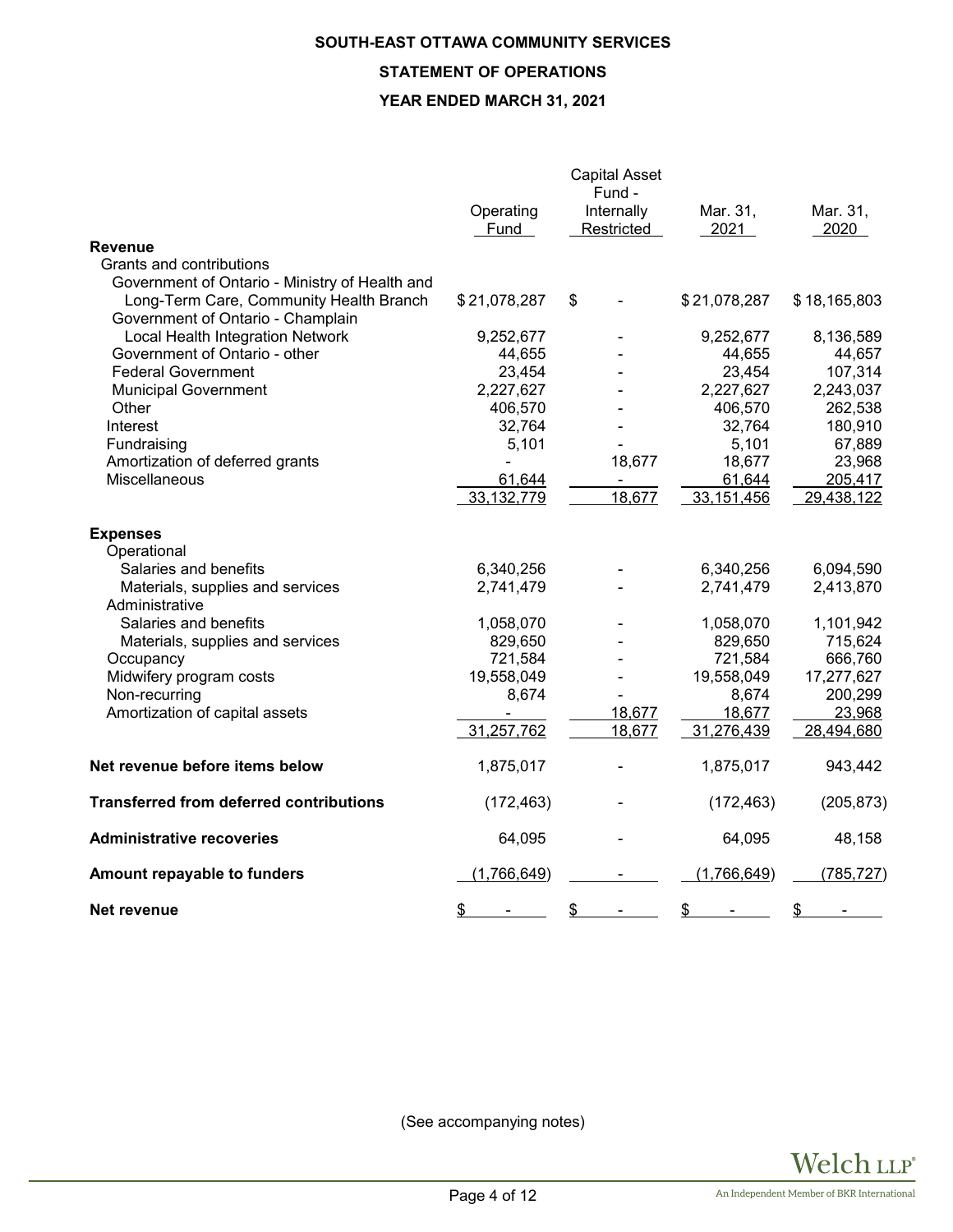**SOUTH-EAST OTTAWA COMMUNITY SERVICES**

**STATEMENT OF OPERATIONS**

**YEAR ENDED MARCH 31, 2021**

| | Operating Fund | Capital Asset Fund - Internally Restricted | Mar. 31, 2021 | Mar. 31, 2020 |
|---|---|---|---|---|
| **Revenue** | | | | |
| Grants and contributions | | | | |
| Government of Ontario - Ministry of Health and Long-Term Care, Community Health Branch | $ 21,078,287 | $ - | $ 21,078,287 | $ 18,165,803 |
| Government of Ontario - Champlain Local Health Integration Network | 9,252,677 | - | 9,252,677 | 8,136,589 |
| Government of Ontario - other | 44,655 | - | 44,655 | 44,657 |
| Federal Government | 23,454 | - | 23,454 | 107,314 |
| Municipal Government | 2,227,627 | - | 2,227,627 | 2,243,037 |
| Other | 406,570 | - | 406,570 | 262,538 |
| Interest | 32,764 | - | 32,764 | 180,910 |
| Fundraising | 5,101 | - | 5,101 | 67,889 |
| Amortization of deferred grants | - | 18,677 | 18,677 | 23,968 |
| Miscellaneous | 61,644 | - | 61,644 | 205,417 |
| | 33,132,779 | 18,677 | 33,151,456 | 29,438,122 |
| **Expenses** | | | | |
| Operational | | | | |
| Salaries and benefits | 6,340,256 | - | 6,340,256 | 6,094,590 |
| Materials, supplies and services | 2,741,479 | - | 2,741,479 | 2,413,870 |
| Administrative | | | | |
| Salaries and benefits | 1,058,070 | - | 1,058,070 | 1,101,942 |
| Materials, supplies and services | 829,650 | - | 829,650 | 715,624 |
| Occupancy | 721,584 | - | 721,584 | 666,760 |
| Midwifery program costs | 19,558,049 | - | 19,558,049 | 17,277,627 |
| Non-recurring | 8,674 | - | 8,674 | 200,299 |
| Amortization of capital assets | - | 18,677 | 18,677 | 23,968 |
| | 31,257,762 | 18,677 | 31,276,439 | 28,494,680 |
| **Net revenue before items below** | 1,875,017 | - | 1,875,017 | 943,442 |
| **Transferred from deferred contributions** | (172,463) | - | (172,463) | (205,873) |
| **Administrative recoveries** | 64,095 | - | 64,095 | 48,158 |
| **Amount repayable to funders** | (1,766,649) | - | (1,766,649) | (785,727) |
| **Net revenue** | $ - | $ - | $ - | $ - |

(See accompanying notes)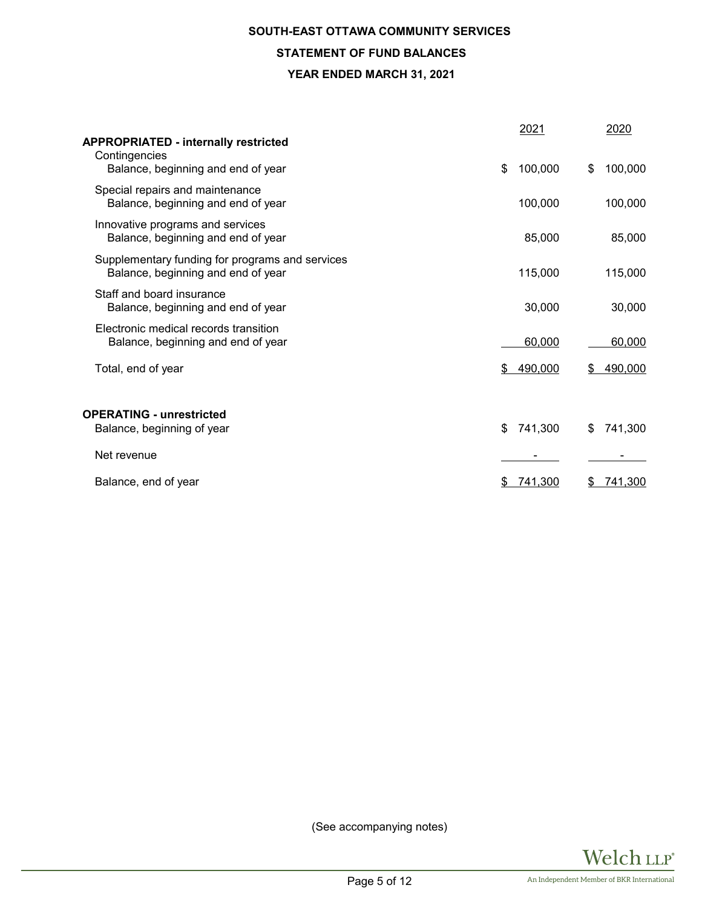**SOUTH-EAST OTTAWA COMMUNITY SERVICES**

**STATEMENT OF FUND BALANCES**

**YEAR ENDED MARCH 31, 2021**

| | 2021 | 2020 |
|---|---|---|
| **APPROPRIATED - internally restricted** | | |
| Contingencies | | |
| Balance, beginning and end of year | $ 100,000 | $ 100,000 |
| Special repairs and maintenance | | |
| Balance, beginning and end of year | 100,000 | 100,000 |
| Innovative programs and services | | |
| Balance, beginning and end of year | 85,000 | 85,000 |
| Supplementary funding for programs and services | | |
| Balance, beginning and end of year | 115,000 | 115,000 |
| Staff and board insurance | | |
| Balance, beginning and end of year | 30,000 | 30,000 |
| Electronic medical records transition | | |
| Balance, beginning and end of year | 60,000 | 60,000 |
| Total, end of year | $ 490,000 | $ 490,000 |
| | | |
| **OPERATING - unrestricted** | | |
| Balance, beginning of year | $ 741,300 | $ 741,300 |
| Net revenue | - | - |
| Balance, end of year | $ 741,300 | $ 741,300 |

(See accompanying notes)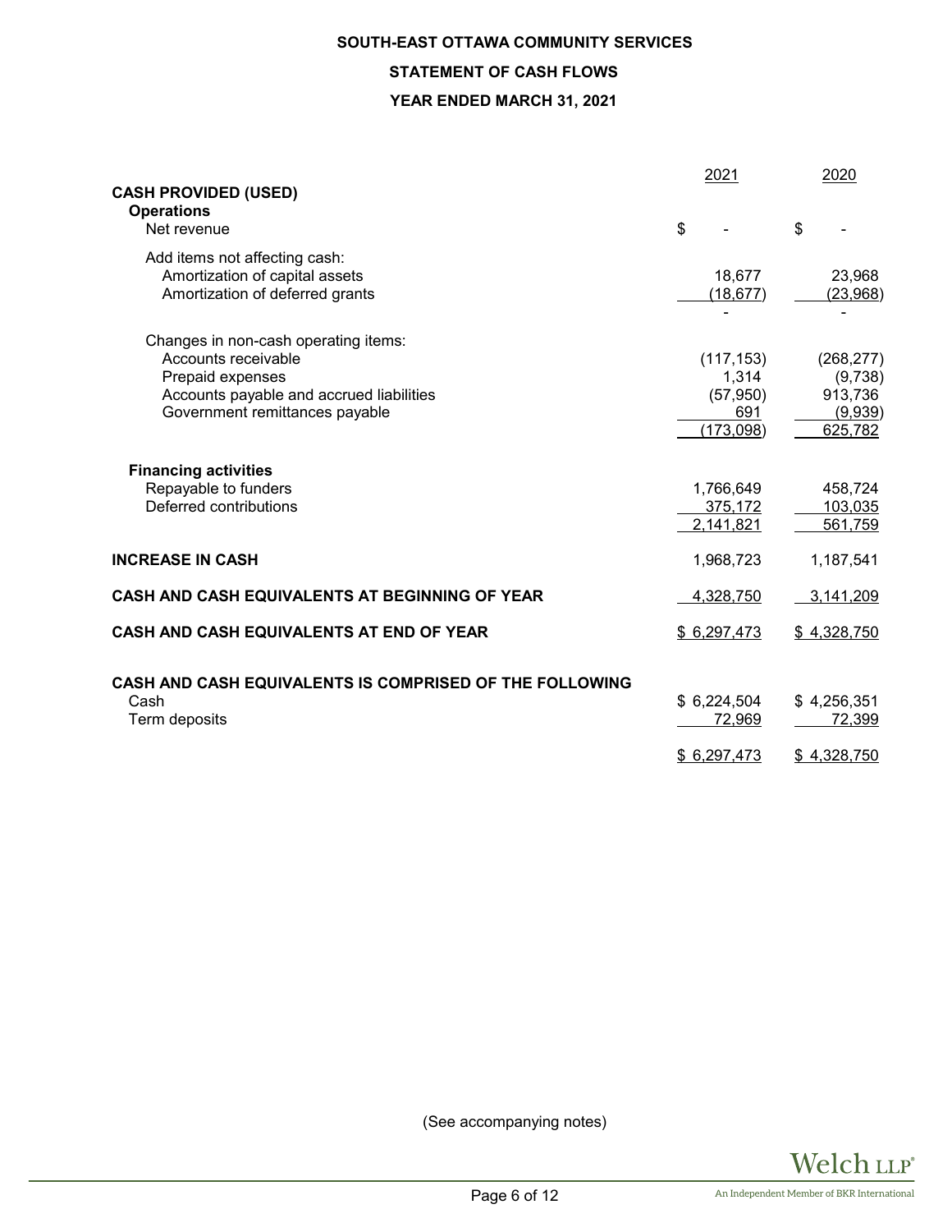**SOUTH-EAST OTTAWA COMMUNITY SERVICES**

**STATEMENT OF CASH FLOWS**

**YEAR ENDED MARCH 31, 2021**

| | 2021 | 2020 |
|---|---|---|
| **CASH PROVIDED (USED)** | | |
| **Operations** | | |
| Net revenue | $ - | $ - |
| Add items not affecting cash: | | |
| Amortization of capital assets | 18,677 | 23,968 |
| Amortization of deferred grants | (18,677) | (23,968) |
| | - | - |
| Changes in non-cash operating items: | | |
| Accounts receivable | (117,153) | (268,277) |
| Prepaid expenses | 1,314 | (9,738) |
| Accounts payable and accrued liabilities | (57,950) | 913,736 |
| Government remittances payable | 691 | (9,939) |
| | (173,098) | 625,782 |
| **Financing activities** | | |
| Repayable to funders | 1,766,649 | 458,724 |
| Deferred contributions | 375,172 | 103,035 |
| | 2,141,821 | 561,759 |
| **INCREASE IN CASH** | 1,968,723 | 1,187,541 |
| **CASH AND CASH EQUIVALENTS AT BEGINNING OF YEAR** | 4,328,750 | 3,141,209 |
| **CASH AND CASH EQUIVALENTS AT END OF YEAR** | $ 6,297,473 | $ 4,328,750 |
| **CASH AND CASH EQUIVALENTS IS COMPRISED OF THE FOLLOWING** | | |
| Cash | $ 6,224,504 | $ 4,256,351 |
| Term deposits | 72,969 | 72,399 |
| | $ 6,297,473 | $ 4,328,750 |

(See accompanying notes)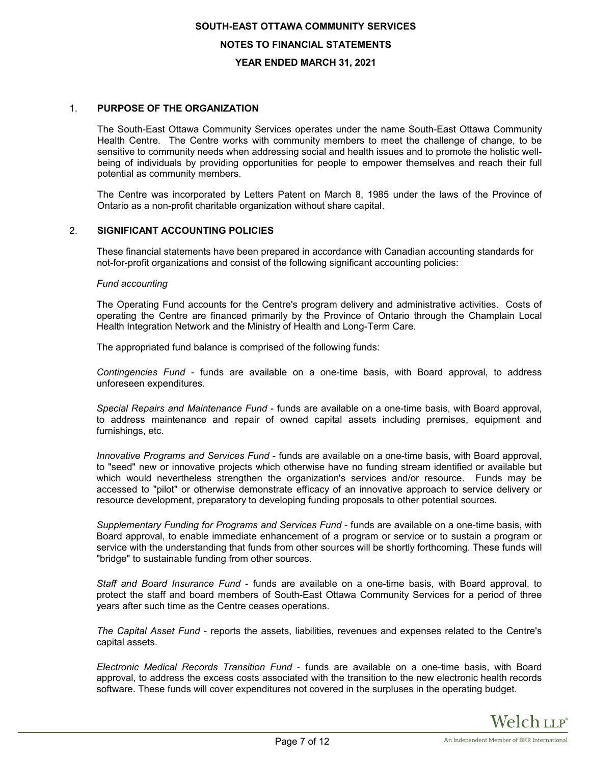# SOUTH-EAST OTTAWA COMMUNITY SERVICES

## NOTES TO FINANCIAL STATEMENTS

## YEAR ENDED MARCH 31, 2021

1. **PURPOSE OF THE ORGANIZATION**

   The South-East Ottawa Community Services operates under the name South-East Ottawa Community Health Centre. The Centre works with community members to meet the challenge of change, to be sensitive to community needs when addressing social and health issues and to promote the holistic well-being of individuals by providing opportunities for people to empower themselves and reach their full potential as community members.

   The Centre was incorporated by Letters Patent on March 8, 1985 under the laws of the Province of Ontario as a non-profit charitable organization without share capital.

2. **SIGNIFICANT ACCOUNTING POLICIES**

   These financial statements have been prepared in accordance with Canadian accounting standards for not-for-profit organizations and consist of the following significant accounting policies:

   *Fund accounting*

   The Operating Fund accounts for the Centre's program delivery and administrative activities. Costs of operating the Centre are financed primarily by the Province of Ontario through the Champlain Local Health Integration Network and the Ministry of Health and Long-Term Care.

   The appropriated fund balance is comprised of the following funds:

   *Contingencies Fund* - funds are available on a one-time basis, with Board approval, to address unforeseen expenditures.

   *Special Repairs and Maintenance Fund* - funds are available on a one-time basis, with Board approval, to address maintenance and repair of owned capital assets including premises, equipment and furnishings, etc.

   *Innovative Programs and Services Fund* - funds are available on a one-time basis, with Board approval, to "seed" new or innovative projects which otherwise have no funding stream identified or available but which would nevertheless strengthen the organization's services and/or resource. Funds may be accessed to "pilot" or otherwise demonstrate efficacy of an innovative approach to service delivery or resource development, preparatory to developing funding proposals to other potential sources.

   *Supplementary Funding for Programs and Services Fund* - funds are available on a one-time basis, with Board approval, to enable immediate enhancement of a program or service or to sustain a program or service with the understanding that funds from other sources will be shortly forthcoming. These funds will "bridge" to sustainable funding from other sources.

   *Staff and Board Insurance Fund* - funds are available on a one-time basis, with Board approval, to protect the staff and board members of South-East Ottawa Community Services for a period of three years after such time as the Centre ceases operations.

   *The Capital Asset Fund* - reports the assets, liabilities, revenues and expenses related to the Centre's capital assets.

   *Electronic Medical Records Transition Fund* - funds are available on a one-time basis, with Board approval, to address the excess costs associated with the transition to the new electronic health records software. These funds will cover expenditures not covered in the surpluses in the operating budget.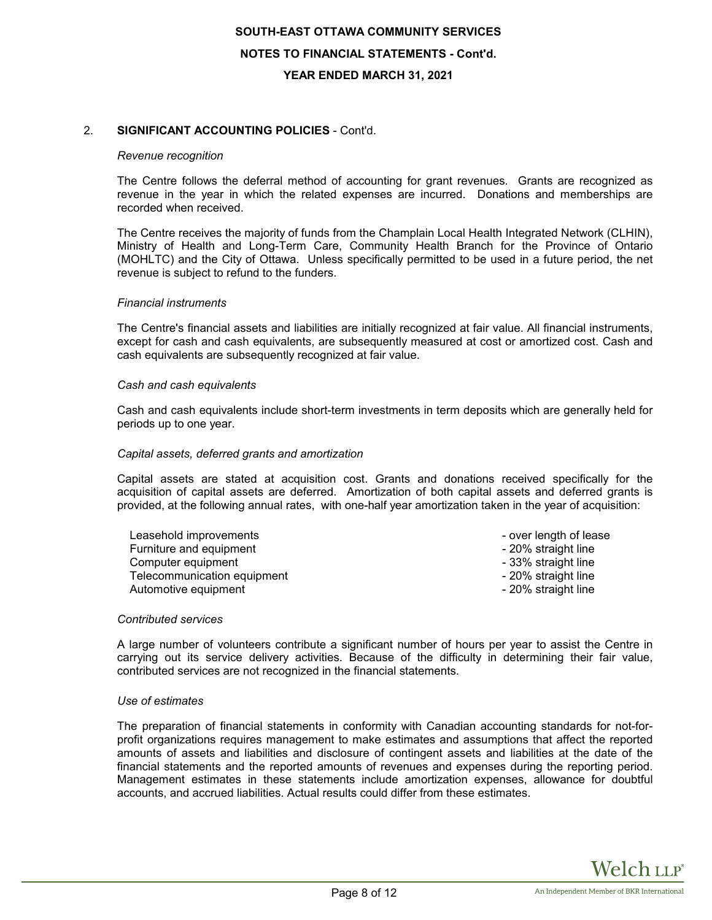**SOUTH-EAST OTTAWA COMMUNITY SERVICES**

**NOTES TO FINANCIAL STATEMENTS - Cont'd.**

**YEAR ENDED MARCH 31, 2021**

## 2. SIGNIFICANT ACCOUNTING POLICIES - Cont'd.

*Revenue recognition*

The Centre follows the deferral method of accounting for grant revenues. Grants are recognized as revenue in the year in which the related expenses are incurred. Donations and memberships are recorded when received.

The Centre receives the majority of funds from the Champlain Local Health Integrated Network (CLHIN), Ministry of Health and Long-Term Care, Community Health Branch for the Province of Ontario (MOHLTC) and the City of Ottawa. Unless specifically permitted to be used in a future period, the net revenue is subject to refund to the funders.

*Financial instruments*

The Centre's financial assets and liabilities are initially recognized at fair value. All financial instruments, except for cash and cash equivalents, are subsequently measured at cost or amortized cost. Cash and cash equivalents are subsequently recognized at fair value.

*Cash and cash equivalents*

Cash and cash equivalents include short-term investments in term deposits which are generally held for periods up to one year.

*Capital assets, deferred grants and amortization*

Capital assets are stated at acquisition cost. Grants and donations received specifically for the acquisition of capital assets are deferred. Amortization of both capital assets and deferred grants is provided, at the following annual rates, with one-half year amortization taken in the year of acquisition:

| | |
|---|---|
| Leasehold improvements | - over length of lease |
| Furniture and equipment | - 20% straight line |
| Computer equipment | - 33% straight line |
| Telecommunication equipment | - 20% straight line |
| Automotive equipment | - 20% straight line |

*Contributed services*

A large number of volunteers contribute a significant number of hours per year to assist the Centre in carrying out its service delivery activities. Because of the difficulty in determining their fair value, contributed services are not recognized in the financial statements.

*Use of estimates*

The preparation of financial statements in conformity with Canadian accounting standards for not-for-profit organizations requires management to make estimates and assumptions that affect the reported amounts of assets and liabilities and disclosure of contingent assets and liabilities at the date of the financial statements and the reported amounts of revenues and expenses during the reporting period. Management estimates in these statements include amortization expenses, allowance for doubtful accounts, and accrued liabilities. Actual results could differ from these estimates.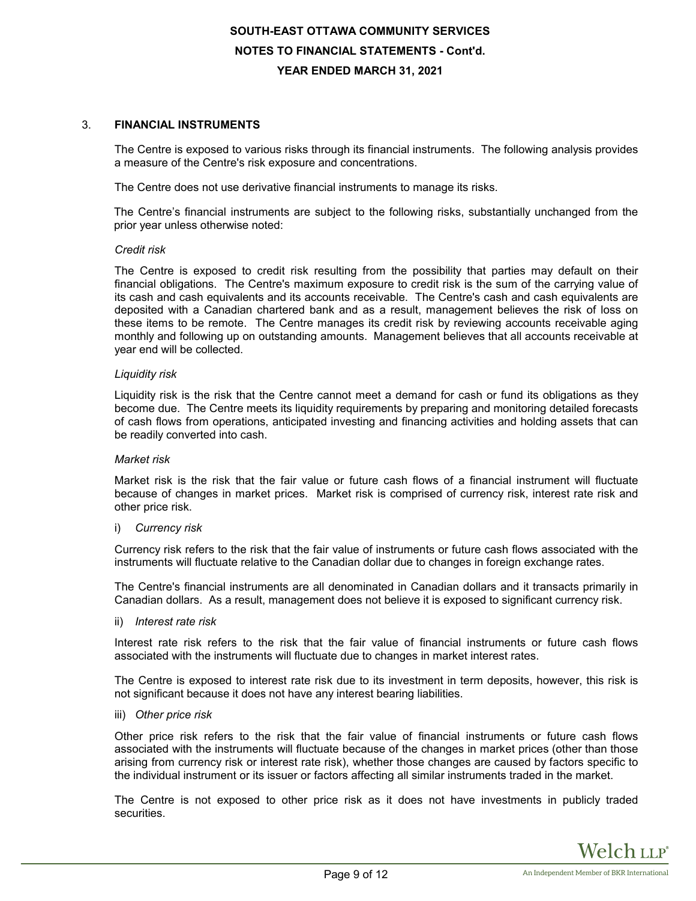## 3. FINANCIAL INSTRUMENTS

The Centre is exposed to various risks through its financial instruments. The following analysis provides a measure of the Centre's risk exposure and concentrations.

The Centre does not use derivative financial instruments to manage its risks.

The Centre's financial instruments are subject to the following risks, substantially unchanged from the prior year unless otherwise noted:

*Credit risk*

The Centre is exposed to credit risk resulting from the possibility that parties may default on their financial obligations. The Centre's maximum exposure to credit risk is the sum of the carrying value of its cash and cash equivalents and its accounts receivable. The Centre's cash and cash equivalents are deposited with a Canadian chartered bank and as a result, management believes the risk of loss on these items to be remote. The Centre manages its credit risk by reviewing accounts receivable aging monthly and following up on outstanding amounts. Management believes that all accounts receivable at year end will be collected.

*Liquidity risk*

Liquidity risk is the risk that the Centre cannot meet a demand for cash or fund its obligations as they become due. The Centre meets its liquidity requirements by preparing and monitoring detailed forecasts of cash flows from operations, anticipated investing and financing activities and holding assets that can be readily converted into cash.

*Market risk*

Market risk is the risk that the fair value or future cash flows of a financial instrument will fluctuate because of changes in market prices. Market risk is comprised of currency risk, interest rate risk and other price risk.

i) *Currency risk*

Currency risk refers to the risk that the fair value of instruments or future cash flows associated with the instruments will fluctuate relative to the Canadian dollar due to changes in foreign exchange rates.

The Centre's financial instruments are all denominated in Canadian dollars and it transacts primarily in Canadian dollars. As a result, management does not believe it is exposed to significant currency risk.

ii) *Interest rate risk*

Interest rate risk refers to the risk that the fair value of financial instruments or future cash flows associated with the instruments will fluctuate due to changes in market interest rates.

The Centre is exposed to interest rate risk due to its investment in term deposits, however, this risk is not significant because it does not have any interest bearing liabilities.

iii) *Other price risk*

Other price risk refers to the risk that the fair value of financial instruments or future cash flows associated with the instruments will fluctuate because of the changes in market prices (other than those arising from currency risk or interest rate risk), whether those changes are caused by factors specific to the individual instrument or its issuer or factors affecting all similar instruments traded in the market.

The Centre is not exposed to other price risk as it does not have investments in publicly traded securities.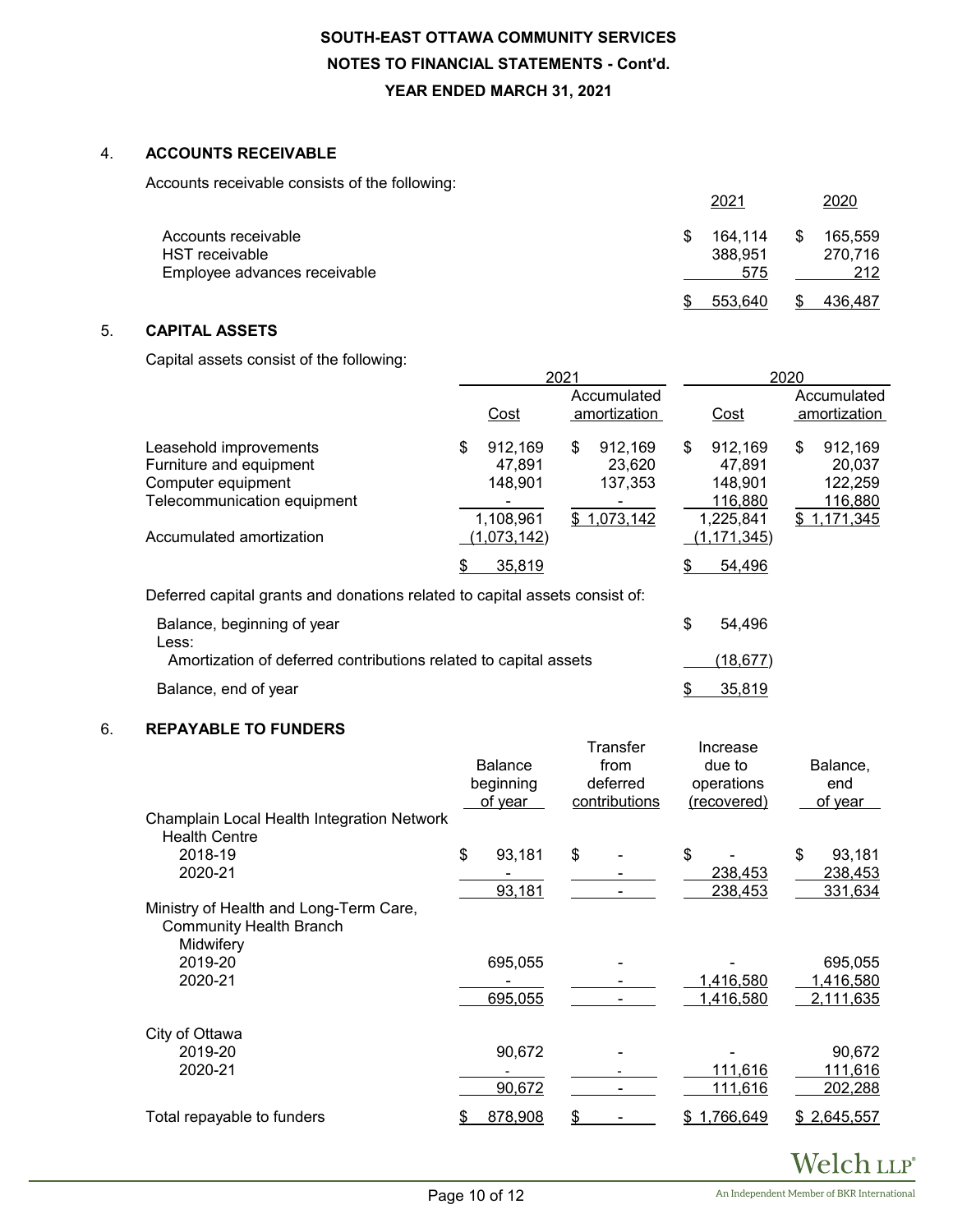**SOUTH-EAST OTTAWA COMMUNITY SERVICES**

**NOTES TO FINANCIAL STATEMENTS - Cont'd.**

**YEAR ENDED MARCH 31, 2021**

## 4. ACCOUNTS RECEIVABLE

Accounts receivable consists of the following:

| | 2021 | 2020 |
|---|---|---|
| Accounts receivable | $ 164,114 | $ 165,559 |
| HST receivable | 388,951 | 270,716 |
| Employee advances receivable | 575 | 212 |
| | $ 553,640 | $ 436,487 |

## 5. CAPITAL ASSETS

Capital assets consist of the following:

| | 2021 | | 2020 | |
|---|---|---|---|---|
| | Cost | Accumulated amortization | Cost | Accumulated amortization |
| Leasehold improvements | $ 912,169 | $ 912,169 | $ 912,169 | $ 912,169 |
| Furniture and equipment | 47,891 | 23,620 | 47,891 | 20,037 |
| Computer equipment | 148,901 | 137,353 | 148,901 | 122,259 |
| Telecommunication equipment | - | - | 116,880 | 116,880 |
| | 1,108,961 | $ 1,073,142 | 1,225,841 | $ 1,171,345 |
| Accumulated amortization | (1,073,142) | | (1,171,345) | |
| | $ 35,819 | | $ 54,496 | |

Deferred capital grants and donations related to capital assets consist of:

| | |
|---|---|
| Balance, beginning of year | $ 54,496 |
| Less: | |
| Amortization of deferred contributions related to capital assets | (18,677) |
| Balance, end of year | $ 35,819 |

## 6. REPAYABLE TO FUNDERS

| | Balance beginning of year | Transfer from deferred contributions | Increase due to operations (recovered) | Balance, end of year |
|---|---|---|---|---|
| Champlain Local Health Integration Network Health Centre | | | | |
| 2018-19 | $ 93,181 | $ - | $ - | $ 93,181 |
| 2020-21 | - | - | 238,453 | 238,453 |
| | 93,181 | - | 238,453 | 331,634 |
| Ministry of Health and Long-Term Care, Community Health Branch Midwifery | | | | |
| 2019-20 | 695,055 | - | - | 695,055 |
| 2020-21 | - | - | 1,416,580 | 1,416,580 |
| | 695,055 | - | 1,416,580 | 2,111,635 |
| City of Ottawa | | | | |
| 2019-20 | 90,672 | - | - | 90,672 |
| 2020-21 | - | - | 111,616 | 111,616 |
| | 90,672 | - | 111,616 | 202,288 |
| Total repayable to funders | $ 878,908 | $ - | $ 1,766,649 | $ 2,645,557 |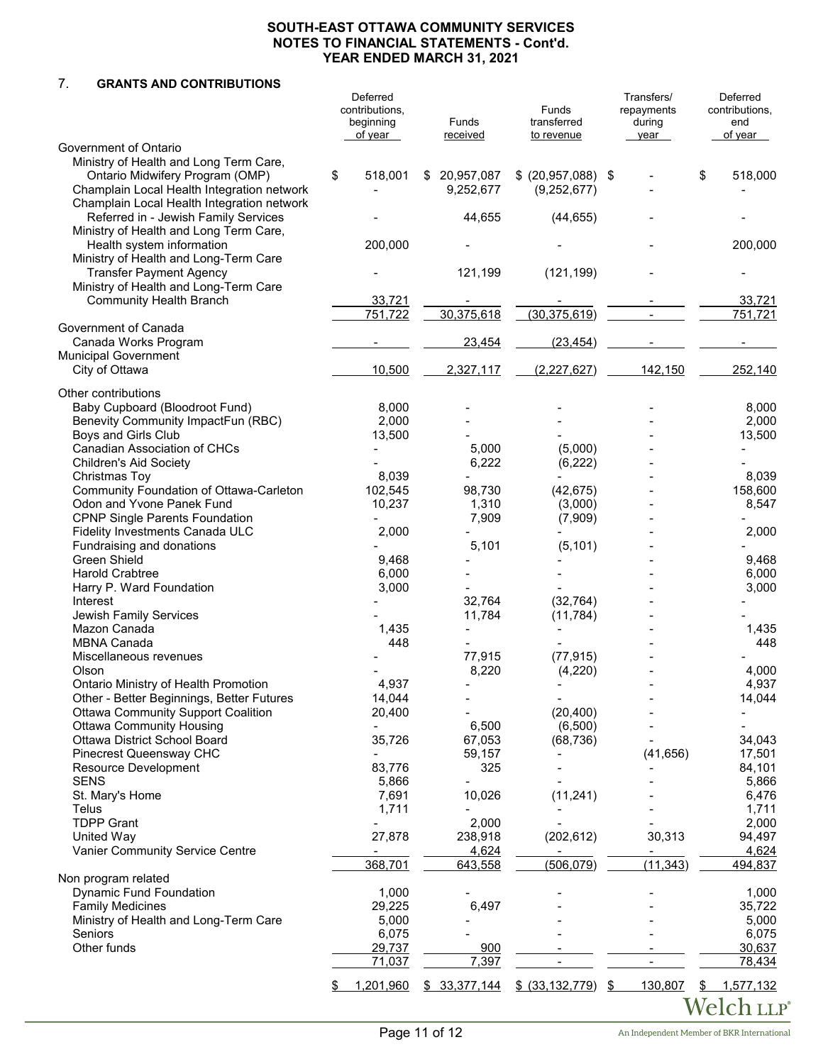**SOUTH-EAST OTTAWA COMMUNITY SERVICES**
**NOTES TO FINANCIAL STATEMENTS - Cont'd.**
**YEAR ENDED MARCH 31, 2021**

## 7. GRANTS AND CONTRIBUTIONS

| | Deferred contributions, beginning of year | Funds received | Funds transferred to revenue | Transfers/ repayments during year | Deferred contributions, end of year |
|---|---|---|---|---|---|
| **Government of Ontario** | | | | | |
| Ministry of Health and Long Term Care, Ontario Midwifery Program (OMP) | $ 518,001 | $ 20,957,087 | $ (20,957,088) | $ - | $ 518,000 |
| Champlain Local Health Integration network | - | 9,252,677 | (9,252,677) | - | - |
| Champlain Local Health Integration network Referred in - Jewish Family Services | - | 44,655 | (44,655) | - | - |
| Ministry of Health and Long Term Care, Health system information | 200,000 | - | - | - | 200,000 |
| Ministry of Health and Long-Term Care Transfer Payment Agency | - | 121,199 | (121,199) | - | - |
| Ministry of Health and Long-Term Care Community Health Branch | 33,721 | - | - | - | 33,721 |
| | 751,722 | 30,375,618 | (30,375,619) | - | 751,721 |
| **Government of Canada** | | | | | |
| Canada Works Program | - | 23,454 | (23,454) | - | - |
| **Municipal Government** | | | | | |
| City of Ottawa | 10,500 | 2,327,117 | (2,227,627) | 142,150 | 252,140 |
| **Other contributions** | | | | | |
| Baby Cupboard (Bloodroot Fund) | 8,000 | - | - | - | 8,000 |
| Benevity Community ImpactFun (RBC) | 2,000 | - | - | - | 2,000 |
| Boys and Girls Club | 13,500 | - | - | - | 13,500 |
| Canadian Association of CHCs | - | 5,000 | (5,000) | - | - |
| Children's Aid Society | - | 6,222 | (6,222) | - | - |
| Christmas Toy | 8,039 | - | - | - | 8,039 |
| Community Foundation of Ottawa-Carleton | 102,545 | 98,730 | (42,675) | - | 158,600 |
| Odon and Yvone Panek Fund | 10,237 | 1,310 | (3,000) | - | 8,547 |
| CPNP Single Parents Foundation | - | 7,909 | (7,909) | - | - |
| Fidelity Investments Canada ULC | 2,000 | - | - | - | 2,000 |
| Fundraising and donations | - | 5,101 | (5,101) | - | - |
| Green Shield | 9,468 | - | - | - | 9,468 |
| Harold Crabtree | 6,000 | - | - | - | 6,000 |
| Harry P. Ward Foundation | 3,000 | - | - | - | 3,000 |
| Interest | - | 32,764 | (32,764) | - | - |
| Jewish Family Services | - | 11,784 | (11,784) | - | - |
| Mazon Canada | 1,435 | - | - | - | 1,435 |
| MBNA Canada | 448 | - | - | - | 448 |
| Miscellaneous revenues | - | 77,915 | (77,915) | - | - |
| Olson | - | 8,220 | (4,220) | - | 4,000 |
| Ontario Ministry of Health Promotion | 4,937 | - | - | - | 4,937 |
| Other - Better Beginnings, Better Futures | 14,044 | - | - | - | 14,044 |
| Ottawa Community Support Coalition | 20,400 | - | (20,400) | - | - |
| Ottawa Community Housing | - | 6,500 | (6,500) | - | - |
| Ottawa District School Board | 35,726 | 67,053 | (68,736) | - | 34,043 |
| Pinecrest Queensway CHC | - | 59,157 | - | (41,656) | 17,501 |
| Resource Development | 83,776 | 325 | - | - | 84,101 |
| SENS | 5,866 | - | - | - | 5,866 |
| St. Mary's Home | 7,691 | 10,026 | (11,241) | - | 6,476 |
| Telus | 1,711 | - | - | - | 1,711 |
| TDPP Grant | - | 2,000 | - | - | 2,000 |
| United Way | 27,878 | 238,918 | (202,612) | 30,313 | 94,497 |
| Vanier Community Service Centre | - | 4,624 | - | - | 4,624 |
| | 368,701 | 643,558 | (506,079) | (11,343) | 494,837 |
| **Non program related** | | | | | |
| Dynamic Fund Foundation | 1,000 | - | - | - | 1,000 |
| Family Medicines | 29,225 | 6,497 | - | - | 35,722 |
| Ministry of Health and Long-Term Care | 5,000 | - | - | - | 5,000 |
| Seniors | 6,075 | - | - | - | 6,075 |
| Other funds | 29,737 | 900 | - | - | 30,637 |
| | 71,037 | 7,397 | - | - | 78,434 |
| | $ 1,201,960 | $ 33,377,144 | $ (33,132,779) | $ 130,807 | $ 1,577,132 |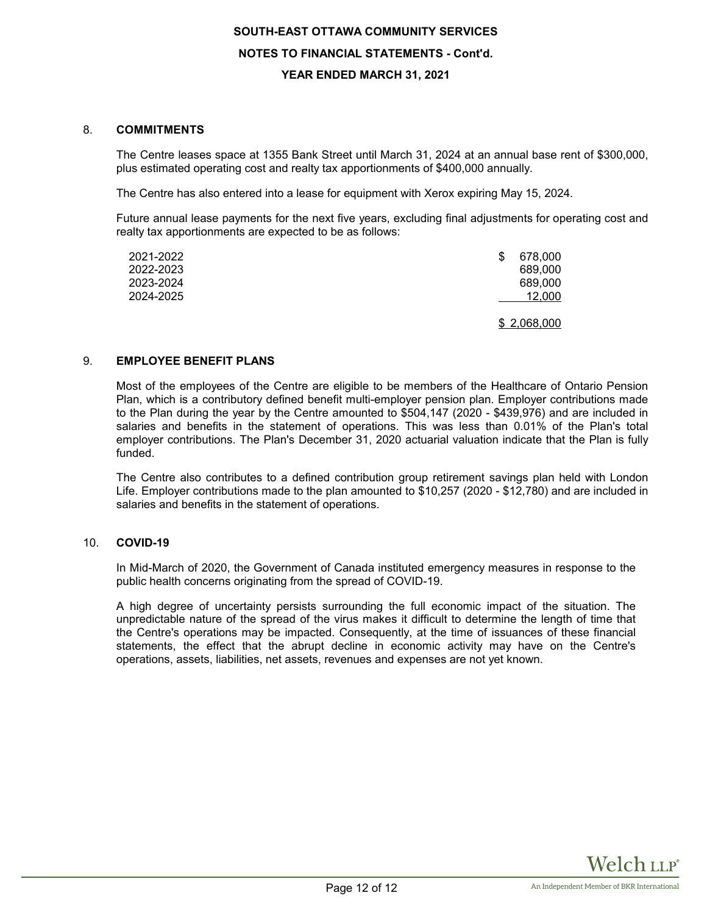SOUTH-EAST OTTAWA COMMUNITY SERVICES

NOTES TO FINANCIAL STATEMENTS - Cont'd.

YEAR ENDED MARCH 31, 2021

## 8. COMMITMENTS

The Centre leases space at 1355 Bank Street until March 31, 2024 at an annual base rent of $300,000, plus estimated operating cost and realty tax apportionments of $400,000 annually.

The Centre has also entered into a lease for equipment with Xerox expiring May 15, 2024.

Future annual lease payments for the next five years, excluding final adjustments for operating cost and realty tax apportionments are expected to be as follows:

| | |
|---|---|
| 2021-2022 | $ 678,000 |
| 2022-2023 | 689,000 |
| 2023-2024 | 689,000 |
| 2024-2025 | 12,000 |
| | $ 2,068,000 |

## 9. EMPLOYEE BENEFIT PLANS

Most of the employees of the Centre are eligible to be members of the Healthcare of Ontario Pension Plan, which is a contributory defined benefit multi-employer pension plan. Employer contributions made to the Plan during the year by the Centre amounted to $504,147 (2020 - $439,976) and are included in salaries and benefits in the statement of operations. This was less than 0.01% of the Plan's total employer contributions. The Plan's December 31, 2020 actuarial valuation indicate that the Plan is fully funded.

The Centre also contributes to a defined contribution group retirement savings plan held with London Life. Employer contributions made to the plan amounted to $10,257 (2020 - $12,780) and are included in salaries and benefits in the statement of operations.

## 10. COVID-19

In Mid-March of 2020, the Government of Canada instituted emergency measures in response to the public health concerns originating from the spread of COVID-19.

A high degree of uncertainty persists surrounding the full economic impact of the situation. The unpredictable nature of the spread of the virus makes it difficult to determine the length of time that the Centre's operations may be impacted. Consequently, at the time of issuances of these financial statements, the effect that the abrupt decline in economic activity may have on the Centre's operations, assets, liabilities, net assets, revenues and expenses are not yet known.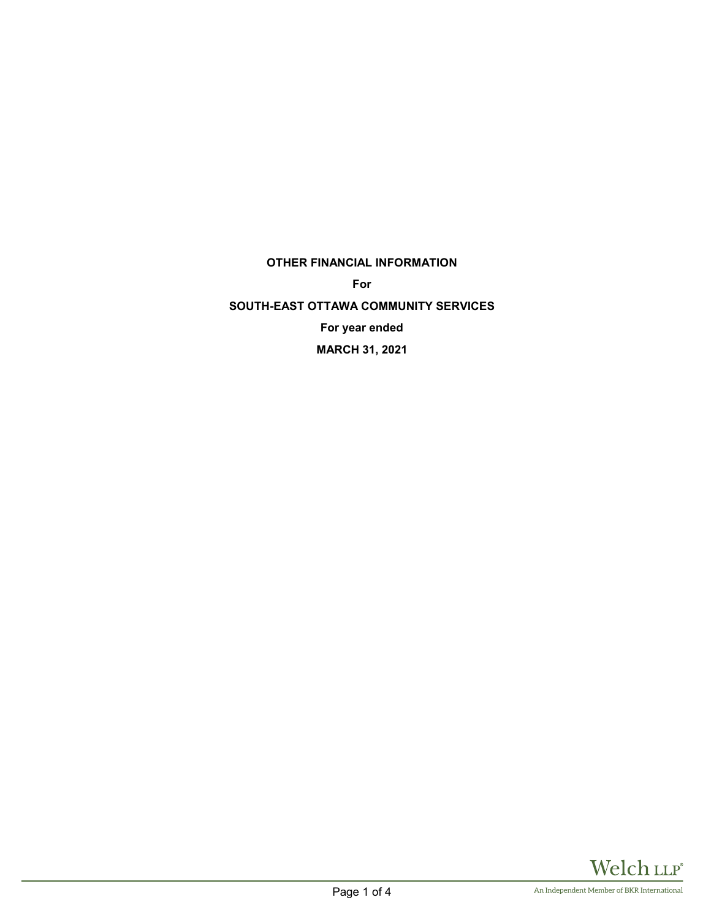**OTHER FINANCIAL INFORMATION**

**For**

**SOUTH-EAST OTTAWA COMMUNITY SERVICES**

**For year ended**

**MARCH 31, 2021**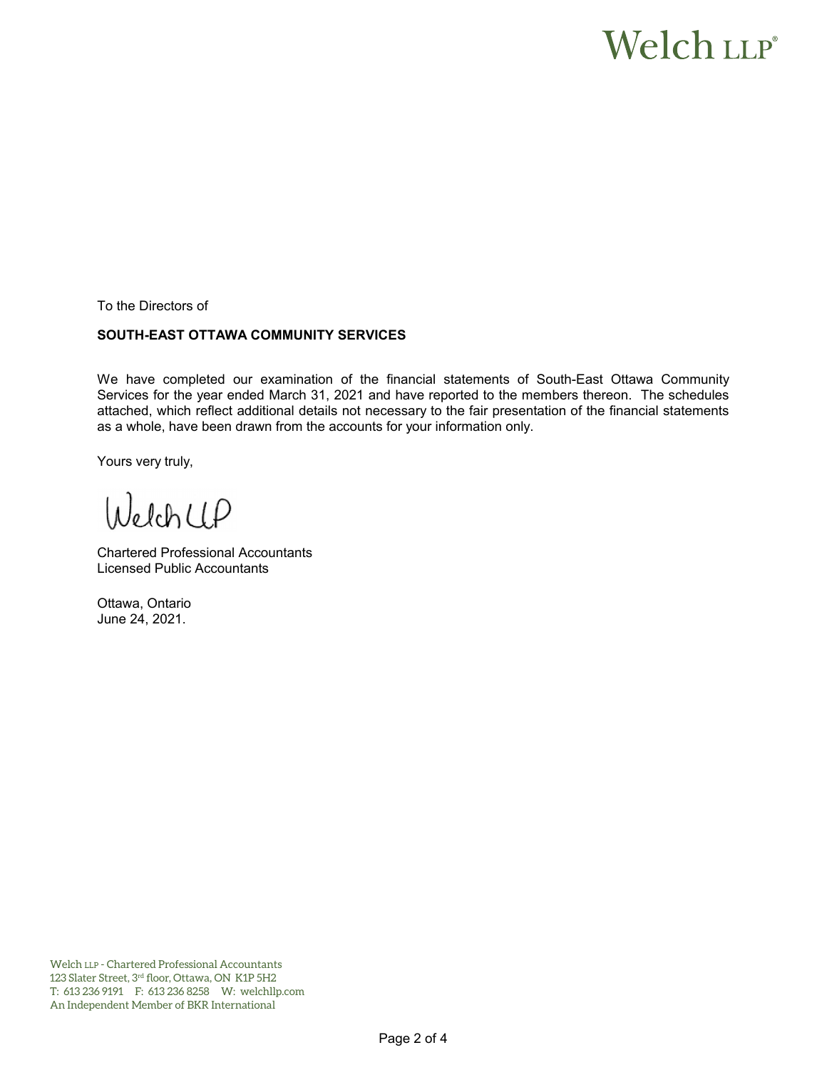# Welch LLP®

To the Directors of

**SOUTH-EAST OTTAWA COMMUNITY SERVICES**

We have completed our examination of the financial statements of South-East Ottawa Community Services for the year ended March 31, 2021 and have reported to the members thereon. The schedules attached, which reflect additional details not necessary to the fair presentation of the financial statements as a whole, have been drawn from the accounts for your information only.

Yours very truly,

Welch LLP

Chartered Professional Accountants
Licensed Public Accountants

Ottawa, Ontario
June 24, 2021.

Welch LLP - Chartered Professional Accountants
123 Slater Street, 3rd floor, Ottawa, ON K1P 5H2
T: 613 236 9191 F: 613 236 8258 W: welchllp.com
An Independent Member of BKR International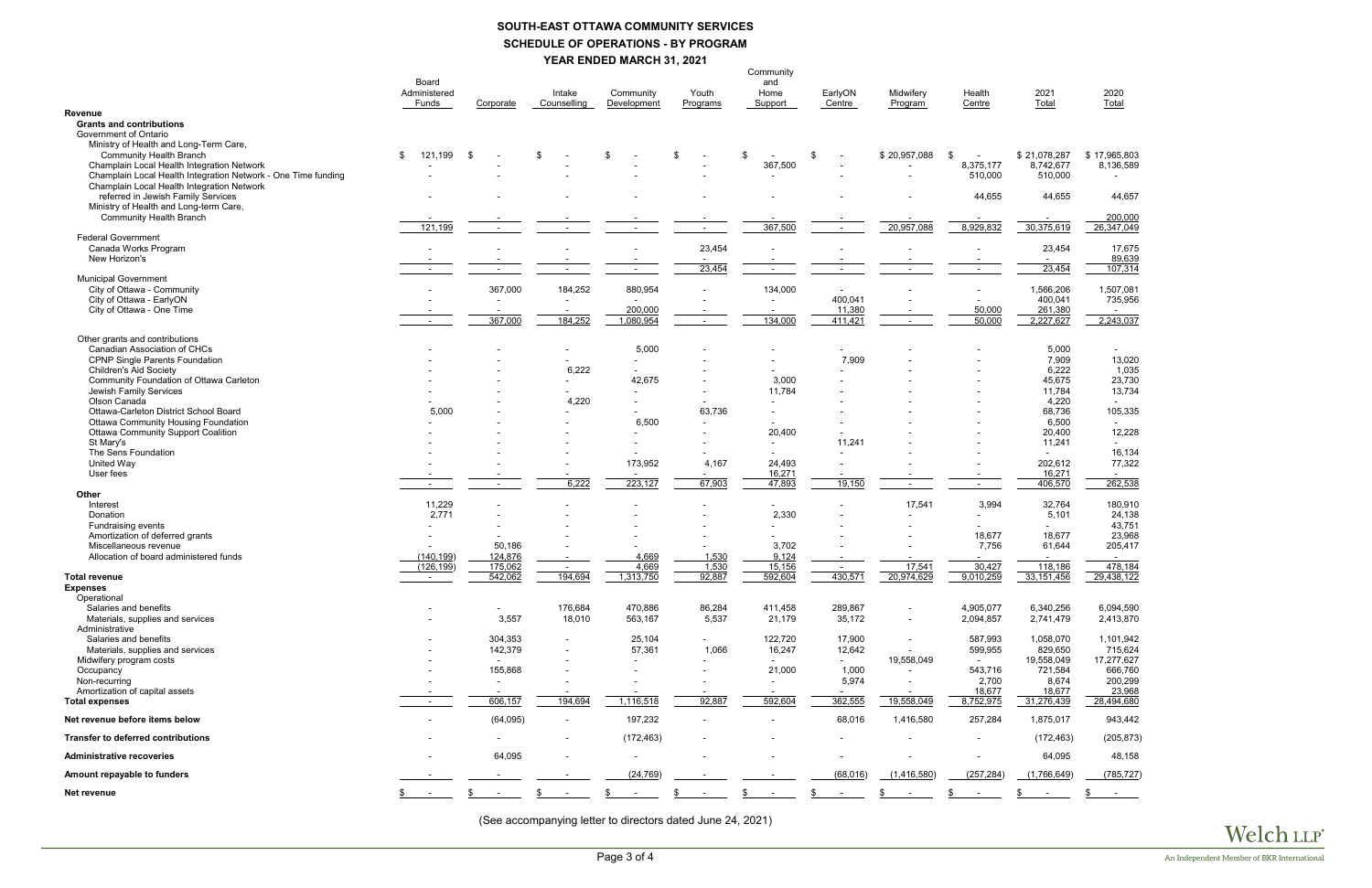# SOUTH-EAST OTTAWA COMMUNITY SERVICES

## SCHEDULE OF OPERATIONS - BY PROGRAM

### YEAR ENDED MARCH 31, 2021

| | Board Administered Funds | Corporate | Intake Counselling | Community Development | Youth Programs | Community and Home Support | EarlyON Centre | Midwifery Program | Health Centre | 2021 Total | 2020 Total |
|---|---|---|---|---|---|---|---|---|---|---|---|
| **Revenue** | | | | | | | | | | | |
| **Grants and contributions** | | | | | | | | | | | |
| Government of Ontario | | | | | | | | | | | |
| Ministry of Health and Long-Term Care, Community Health Branch | $ 121,199 | $ - | $ - | $ - | $ - | $ - | $ - | $ 20,957,088 | $ - | $ 21,078,287 | $ 17,965,803 |
| Champlain Local Health Integration Network | - | - | - | - | - | 367,500 | - | - | 8,375,177 | 8,742,677 | 8,136,589 |
| Champlain Local Health Integration Network - One Time funding | - | - | - | - | - | - | - | - | 510,000 | 510,000 | - |
| Champlain Local Health Integration Network referred in Jewish Family Services | - | - | - | - | - | - | - | - | 44,655 | 44,655 | 44,657 |
| Ministry of Health and Long-term Care, Community Health Branch | - | - | - | - | - | - | - | - | - | - | 200,000 |
| | 121,199 | - | - | - | - | 367,500 | - | 20,957,088 | 8,929,832 | 30,375,619 | 26,347,049 |
| Federal Government | | | | | | | | | | | |
| Canada Works Program | - | - | - | - | 23,454 | - | - | - | - | 23,454 | 17,675 |
| New Horizon's | - | - | - | - | - | - | - | - | - | - | 89,639 |
| | - | - | - | - | 23,454 | - | - | - | - | 23,454 | 107,314 |
| Municipal Government | | | | | | | | | | | |
| City of Ottawa - Community | - | 367,000 | 184,252 | 880,954 | - | 134,000 | - | - | - | 1,566,206 | 1,507,081 |
| City of Ottawa - EarlyON | - | - | - | - | - | - | 400,041 | - | - | 400,041 | 735,956 |
| City of Ottawa - One Time | - | - | - | 200,000 | - | - | 11,380 | - | 50,000 | 261,380 | - |
| | - | 367,000 | 184,252 | 1,080,954 | - | 134,000 | 411,421 | - | 50,000 | 2,227,627 | 2,243,037 |
| Other grants and contributions | | | | | | | | | | | |
| Canadian Association of CHCs | - | - | - | 5,000 | - | - | - | - | - | 5,000 | - |
| CPNP Single Parents Foundation | - | - | - | - | - | - | 7,909 | - | - | 7,909 | 13,020 |
| Children's Aid Society | - | - | 6,222 | - | - | - | - | - | - | 6,222 | 1,035 |
| Community Foundation of Ottawa Carleton | - | - | - | 42,675 | - | 3,000 | - | - | - | 45,675 | 23,730 |
| Jewish Family Services | - | - | - | - | - | 11,784 | - | - | - | 11,784 | 13,734 |
| Olson Canada | - | - | 4,220 | - | - | - | - | - | - | 4,220 | - |
| Ottawa-Carleton District School Board | 5,000 | - | - | - | 63,736 | - | - | - | - | 68,736 | 105,335 |
| Ottawa Community Housing Foundation | - | - | - | 6,500 | - | - | - | - | - | 6,500 | - |
| Ottawa Community Support Coalition | - | - | - | - | - | 20,400 | - | - | - | 20,400 | 12,228 |
| St Mary's | - | - | - | - | - | - | 11,241 | - | - | 11,241 | - |
| The Sens Foundation | - | - | - | - | - | - | - | - | - | - | 16,134 |
| United Way | - | - | - | 173,952 | 4,167 | 24,493 | - | - | - | 202,612 | 77,322 |
| User fees | - | - | - | - | - | 16,271 | - | - | - | 16,271 | - |
| | - | - | 6,222 | 223,127 | 67,903 | 47,893 | 19,150 | - | - | 406,570 | 262,538 |
| **Other** | | | | | | | | | | | |
| Interest | 11,229 | - | - | - | - | - | - | 17,541 | 3,994 | 32,764 | 180,910 |
| Donation | 2,771 | - | - | - | - | 2,330 | - | - | - | 5,101 | 24,138 |
| Fundraising events | - | - | - | - | - | - | - | - | - | - | 43,751 |
| Amortization of deferred grants | - | - | - | - | - | - | - | - | 18,677 | 18,677 | 23,968 |
| Miscellaneous revenue | - | 50,186 | - | - | - | 3,702 | - | - | 7,756 | 61,644 | 205,417 |
| Allocation of board administered funds | (140,199) | 124,876 | - | 4,669 | 1,530 | 9,124 | - | - | - | - | - |
| | (126,199) | 175,062 | - | 4,669 | 1,530 | 15,156 | - | 17,541 | 30,427 | 118,186 | 478,184 |
| **Total revenue** | - | 542,062 | 194,694 | 1,313,750 | 92,887 | 592,604 | 430,571 | 20,974,629 | 9,010,259 | 33,151,456 | 29,438,122 |
| **Expenses** | | | | | | | | | | | |
| Operational | | | | | | | | | | | |
| Salaries and benefits | - | - | 176,684 | 470,886 | 86,284 | 411,458 | 289,867 | - | 4,905,077 | 6,340,256 | 6,094,590 |
| Materials, supplies and services | - | 3,557 | 18,010 | 563,167 | 5,537 | 21,179 | 35,172 | - | 2,094,857 | 2,741,479 | 2,413,870 |
| Administrative | | | | | | | | | | | |
| Salaries and benefits | - | 304,353 | - | 25,104 | - | 122,720 | 17,900 | - | 587,993 | 1,058,070 | 1,101,942 |
| Materials, supplies and services | - | 142,379 | - | 57,361 | 1,066 | 16,247 | 12,642 | - | 599,955 | 829,650 | 715,624 |
| Midwifery program costs | - | - | - | - | - | - | - | 19,558,049 | - | 19,558,049 | 17,277,627 |
| Occupancy | - | 155,868 | - | - | - | 21,000 | 1,000 | - | 543,716 | 721,584 | 666,760 |
| Non-recurring | - | - | - | - | - | - | 5,974 | - | 2,700 | 8,674 | 200,299 |
| Amortization of capital assets | - | - | - | - | - | - | - | - | 18,677 | 18,677 | 23,968 |
| **Total expenses** | - | 606,157 | 194,694 | 1,116,518 | 92,887 | 592,604 | 362,555 | 19,558,049 | 8,752,975 | 31,276,439 | 28,494,680 |
| **Net revenue before items below** | - | (64,095) | - | 197,232 | - | - | 68,016 | 1,416,580 | 257,284 | 1,875,017 | 943,442 |
| **Transfer to deferred contributions** | - | - | - | (172,463) | - | - | - | - | - | (172,463) | (205,873) |
| **Administrative recoveries** | - | 64,095 | - | - | - | - | - | - | - | 64,095 | 48,158 |
| **Amount repayable to funders** | - | - | - | (24,769) | - | - | (68,016) | (1,416,580) | (257,284) | (1,766,649) | (785,727) |
| **Net revenue** | $ - | $ - | $ - | $ - | $ - | $ - | $ - | $ - | $ - | $ - | $ - |

(See accompanying letter to directors dated June 24, 2021)

Welch LLP — An Independent Member of BKR International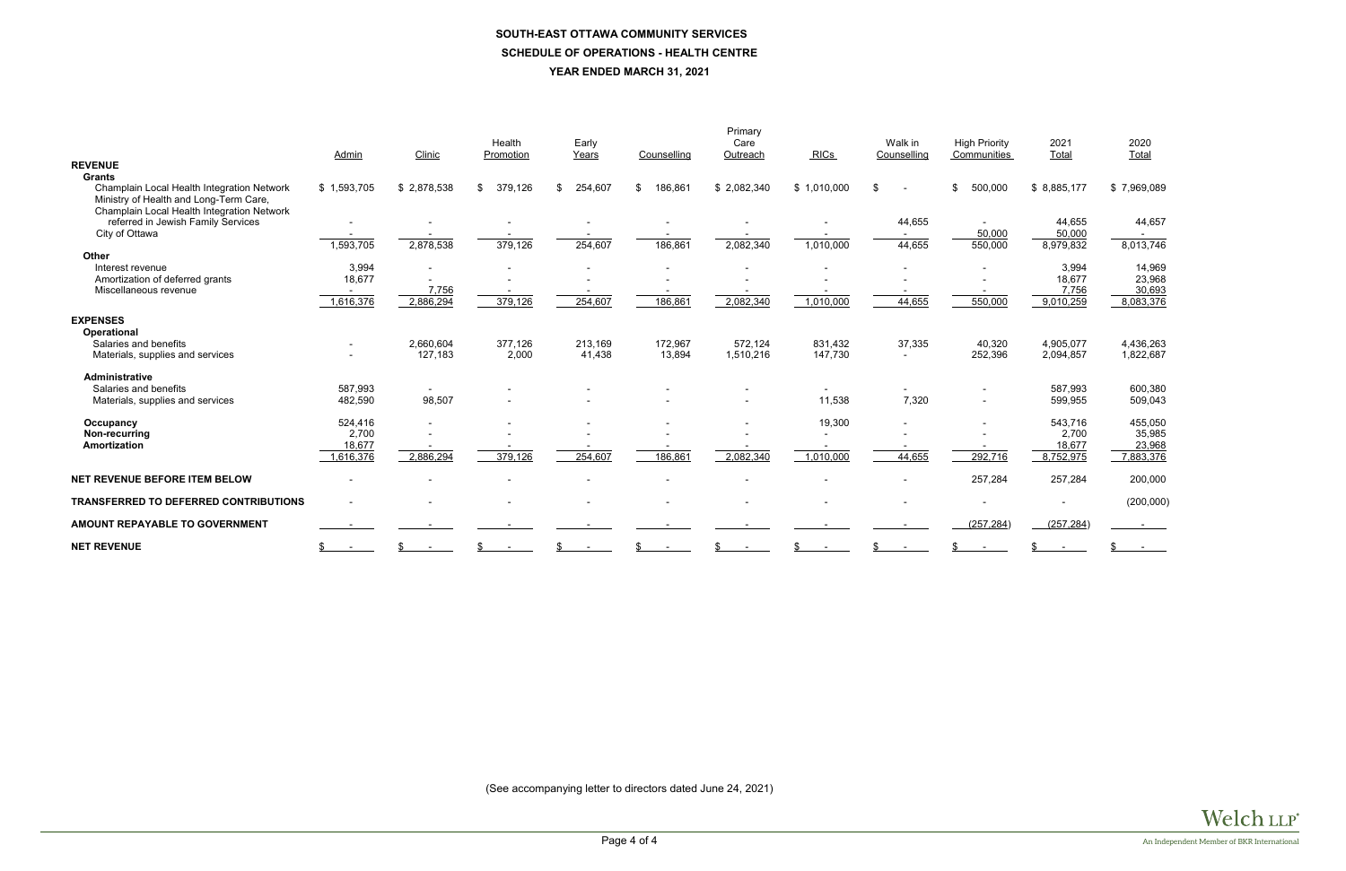# SOUTH-EAST OTTAWA COMMUNITY SERVICES

## SCHEDULE OF OPERATIONS - HEALTH CENTRE

### YEAR ENDED MARCH 31, 2021

| | Admin | Clinic | Health Promotion | Early Years | Counselling | Primary Care Outreach | RICs | Walk in Counselling | High Priority Communities | 2021 Total | 2020 Total |
|---|---|---|---|---|---|---|---|---|---|---|---|
| **REVENUE** | | | | | | | | | | | |
| **Grants** | | | | | | | | | | | |
| Champlain Local Health Integration Network | $ 1,593,705 | $ 2,878,538 | $ 379,126 | $ 254,607 | $ 186,861 | $ 2,082,340 | $ 1,010,000 | $ - | $ 500,000 | $ 8,885,177 | $ 7,969,089 |
| Ministry of Health and Long-Term Care, Champlain Local Health Integration Network referred in Jewish Family Services | - | - | - | - | - | - | - | 44,655 | - | 44,655 | 44,657 |
| City of Ottawa | - | - | - | - | - | - | - | - | 50,000 | 50,000 | - |
| | 1,593,705 | 2,878,538 | 379,126 | 254,607 | 186,861 | 2,082,340 | 1,010,000 | 44,655 | 550,000 | 8,979,832 | 8,013,746 |
| **Other** | | | | | | | | | | | |
| Interest revenue | 3,994 | - | - | - | - | - | - | - | - | 3,994 | 14,969 |
| Amortization of deferred grants | 18,677 | - | - | - | - | - | - | - | - | 18,677 | 23,968 |
| Miscellaneous revenue | - | 7,756 | - | - | - | - | - | - | - | 7,756 | 30,693 |
| | 1,616,376 | 2,886,294 | 379,126 | 254,607 | 186,861 | 2,082,340 | 1,010,000 | 44,655 | 550,000 | 9,010,259 | 8,083,376 |
| **EXPENSES** | | | | | | | | | | | |
| **Operational** | | | | | | | | | | | |
| Salaries and benefits | - | 2,660,604 | 377,126 | 213,169 | 172,967 | 572,124 | 831,432 | 37,335 | 40,320 | 4,905,077 | 4,436,263 |
| Materials, supplies and services | - | 127,183 | 2,000 | 41,438 | 13,894 | 1,510,216 | 147,730 | - | 252,396 | 2,094,857 | 1,822,687 |
| **Administrative** | | | | | | | | | | | |
| Salaries and benefits | 587,993 | - | - | - | - | - | - | - | - | 587,993 | 600,380 |
| Materials, supplies and services | 482,590 | 98,507 | - | - | - | - | 11,538 | 7,320 | - | 599,955 | 509,043 |
| **Occupancy** | 524,416 | - | - | - | - | - | 19,300 | - | - | 543,716 | 455,050 |
| **Non-recurring** | 2,700 | - | - | - | - | - | - | - | - | 2,700 | 35,985 |
| **Amortization** | 18,677 | - | - | - | - | - | - | - | - | 18,677 | 23,968 |
| | 1,616,376 | 2,886,294 | 379,126 | 254,607 | 186,861 | 2,082,340 | 1,010,000 | 44,655 | 292,716 | 8,752,975 | 7,883,376 |
| **NET REVENUE BEFORE ITEM BELOW** | - | - | - | - | - | - | - | - | 257,284 | 257,284 | 200,000 |
| **TRANSFERRED TO DEFERRED CONTRIBUTIONS** | - | - | - | - | - | - | - | - | - | - | (200,000) |
| **AMOUNT REPAYABLE TO GOVERNMENT** | - | - | - | - | - | - | - | - | (257,284) | (257,284) | - |
| **NET REVENUE** | $ - | $ - | $ - | $ - | $ - | $ - | $ - | $ - | $ - | $ - | $ - |

(See accompanying letter to directors dated June 24, 2021)

Welch LLP
An Independent Member of BKR International